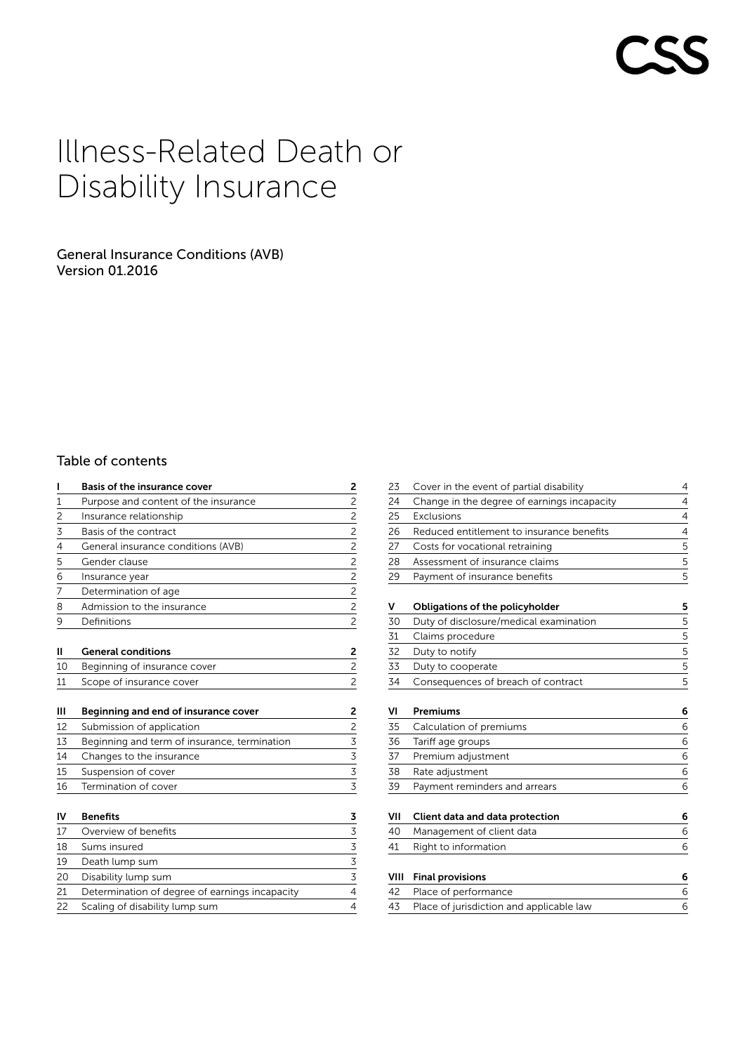# Illness-Related Death or Disability Insurance

General Insurance Conditions (AVB)
Version 01.2016

## Table of contents

| | | |
|---|---|---|
| **I** | **Basis of the insurance cover** | **2** |
| 1 | Purpose and content of the insurance | 2 |
| 2 | Insurance relationship | 2 |
| 3 | Basis of the contract | 2 |
| 4 | General insurance conditions (AVB) | 2 |
| 5 | Gender clause | 2 |
| 6 | Insurance year | 2 |
| 7 | Determination of age | 2 |
| 8 | Admission to the insurance | 2 |
| 9 | Definitions | 2 |
| **II** | **General conditions** | **2** |
| 10 | Beginning of insurance cover | 2 |
| 11 | Scope of insurance cover | 2 |
| **III** | **Beginning and end of insurance cover** | **2** |
| 12 | Submission of application | 2 |
| 13 | Beginning and term of insurance, termination | 3 |
| 14 | Changes to the insurance | 3 |
| 15 | Suspension of cover | 3 |
| 16 | Termination of cover | 3 |
| **IV** | **Benefits** | **3** |
| 17 | Overview of benefits | 3 |
| 18 | Sums insured | 3 |
| 19 | Death lump sum | 3 |
| 20 | Disability lump sum | 3 |
| 21 | Determination of degree of earnings incapacity | 4 |
| 22 | Scaling of disability lump sum | 4 |
| 23 | Cover in the event of partial disability | 4 |
| 24 | Change in the degree of earnings incapacity | 4 |
| 25 | Exclusions | 4 |
| 26 | Reduced entitlement to insurance benefits | 4 |
| 27 | Costs for vocational retraining | 5 |
| 28 | Assessment of insurance claims | 5 |
| 29 | Payment of insurance benefits | 5 |
| **V** | **Obligations of the policyholder** | **5** |
| 30 | Duty of disclosure/medical examination | 5 |
| 31 | Claims procedure | 5 |
| 32 | Duty to notify | 5 |
| 33 | Duty to cooperate | 5 |
| 34 | Consequences of breach of contract | 5 |
| **VI** | **Premiums** | **6** |
| 35 | Calculation of premiums | 6 |
| 36 | Tariff age groups | 6 |
| 37 | Premium adjustment | 6 |
| 38 | Rate adjustment | 6 |
| 39 | Payment reminders and arrears | 6 |
| **VII** | **Client data and data protection** | **6** |
| 40 | Management of client data | 6 |
| 41 | Right to information | 6 |
| **VIII** | **Final provisions** | **6** |
| 42 | Place of performance | 6 |
| 43 | Place of jurisdiction and applicable law | 6 |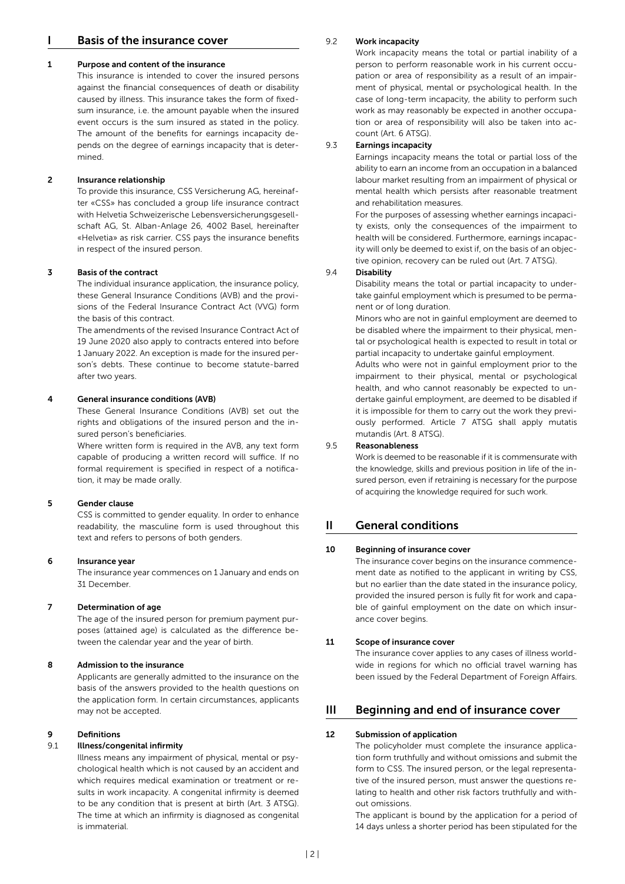# I Basis of the insurance cover

## 1 Purpose and content of the insurance

This insurance is intended to cover the insured persons against the financial consequences of death or disability caused by illness. This insurance takes the form of fixed-sum insurance, i.e. the amount payable when the insured event occurs is the sum insured as stated in the policy. The amount of the benefits for earnings incapacity depends on the degree of earnings incapacity that is determined.

## 2 Insurance relationship

To provide this insurance, CSS Versicherung AG, hereinafter «CSS» has concluded a group life insurance contract with Helvetia Schweizerische Lebensversicherungsgesellschaft AG, St. Alban-Anlage 26, 4002 Basel, hereinafter «Helvetia» as risk carrier. CSS pays the insurance benefits in respect of the insured person.

## 3 Basis of the contract

The individual insurance application, the insurance policy, these General Insurance Conditions (AVB) and the provisions of the Federal Insurance Contract Act (VVG) form the basis of this contract.

The amendments of the revised Insurance Contract Act of 19 June 2020 also apply to contracts entered into before 1 January 2022. An exception is made for the insured person's debts. These continue to become statute-barred after two years.

## 4 General insurance conditions (AVB)

These General Insurance Conditions (AVB) set out the rights and obligations of the insured person and the insured person's beneficiaries.

Where written form is required in the AVB, any text form capable of producing a written record will suffice. If no formal requirement is specified in respect of a notification, it may be made orally.

## 5 Gender clause

CSS is committed to gender equality. In order to enhance readability, the masculine form is used throughout this text and refers to persons of both genders.

## 6 Insurance year

The insurance year commences on 1 January and ends on 31 December.

## 7 Determination of age

The age of the insured person for premium payment purposes (attained age) is calculated as the difference between the calendar year and the year of birth.

## 8 Admission to the insurance

Applicants are generally admitted to the insurance on the basis of the answers provided to the health questions on the application form. In certain circumstances, applicants may not be accepted.

## 9 Definitions

### 9.1 Illness/congenital infirmity

Illness means any impairment of physical, mental or psychological health which is not caused by an accident and which requires medical examination or treatment or results in work incapacity. A congenital infirmity is deemed to be any condition that is present at birth (Art. 3 ATSG). The time at which an infirmity is diagnosed as congenital is immaterial.

### 9.2 Work incapacity

Work incapacity means the total or partial inability of a person to perform reasonable work in his current occupation or area of responsibility as a result of an impairment of physical, mental or psychological health. In the case of long-term incapacity, the ability to perform such work as may reasonably be expected in another occupation or area of responsibility will also be taken into account (Art. 6 ATSG).

### 9.3 Earnings incapacity

Earnings incapacity means the total or partial loss of the ability to earn an income from an occupation in a balanced labour market resulting from an impairment of physical or mental health which persists after reasonable treatment and rehabilitation measures.

For the purposes of assessing whether earnings incapacity exists, only the consequences of the impairment to health will be considered. Furthermore, earnings incapacity will only be deemed to exist if, on the basis of an objective opinion, recovery can be ruled out (Art. 7 ATSG).

### 9.4 Disability

Disability means the total or partial incapacity to undertake gainful employment which is presumed to be permanent or of long duration.

Minors who are not in gainful employment are deemed to be disabled where the impairment to their physical, mental or psychological health is expected to result in total or partial incapacity to undertake gainful employment.

Adults who were not in gainful employment prior to the impairment to their physical, mental or psychological health, and who cannot reasonably be expected to undertake gainful employment, are deemed to be disabled if it is impossible for them to carry out the work they previously performed. Article 7 ATSG shall apply mutatis mutandis (Art. 8 ATSG).

### 9.5 Reasonableness

Work is deemed to be reasonable if it is commensurate with the knowledge, skills and previous position in life of the insured person, even if retraining is necessary for the purpose of acquiring the knowledge required for such work.

# II General conditions

## 10 Beginning of insurance cover

The insurance cover begins on the insurance commencement date as notified to the applicant in writing by CSS, but no earlier than the date stated in the insurance policy, provided the insured person is fully fit for work and capable of gainful employment on the date on which insurance cover begins.

## 11 Scope of insurance cover

The insurance cover applies to any cases of illness worldwide in regions for which no official travel warning has been issued by the Federal Department of Foreign Affairs.

# III Beginning and end of insurance cover

## 12 Submission of application

The policyholder must complete the insurance application form truthfully and without omissions and submit the form to CSS. The insured person, or the legal representative of the insured person, must answer the questions relating to health and other risk factors truthfully and without omissions.

The applicant is bound by the application for a period of 14 days unless a shorter period has been stipulated for the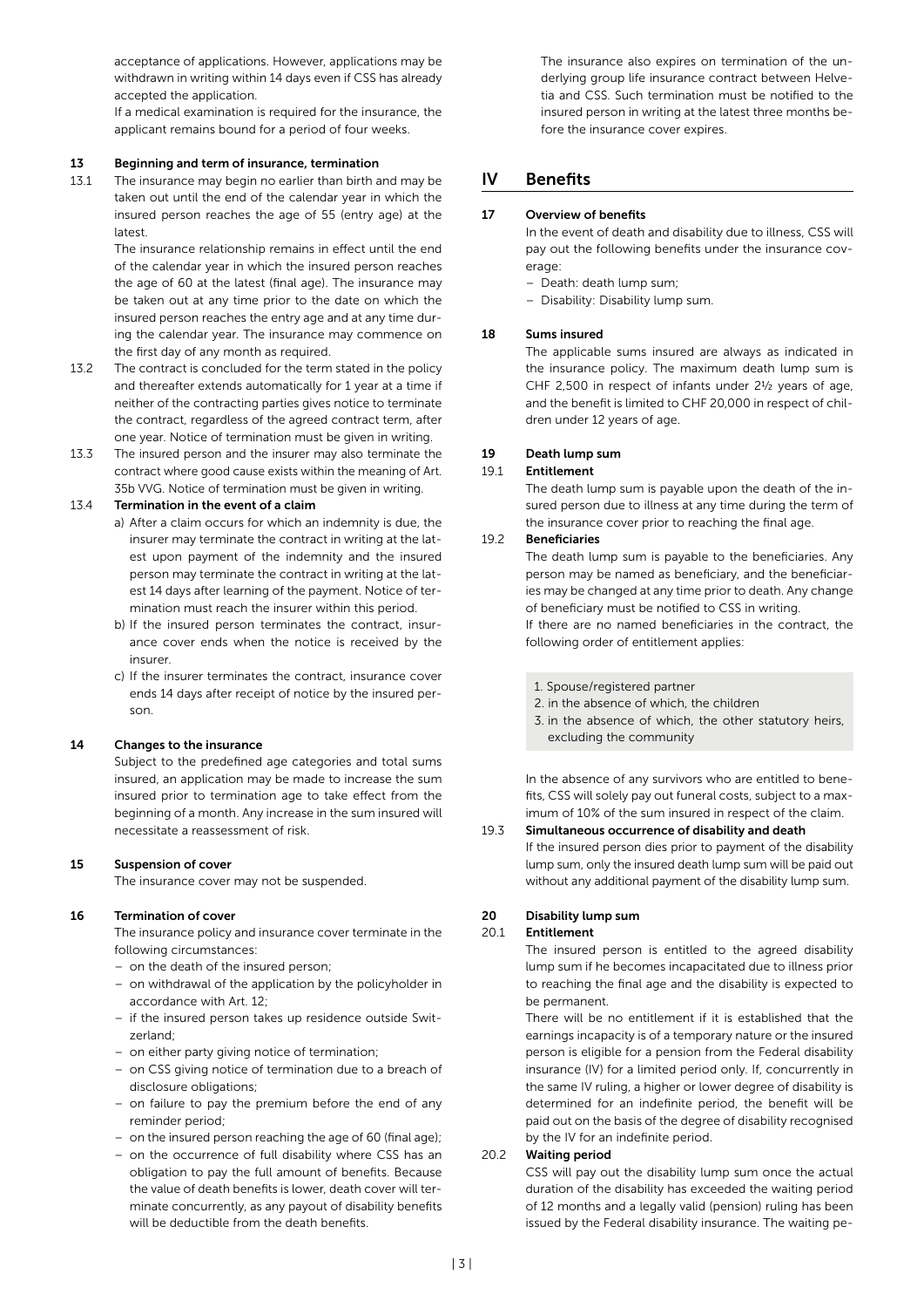acceptance of applications. However, applications may be withdrawn in writing within 14 days even if CSS has already accepted the application.

If a medical examination is required for the insurance, the applicant remains bound for a period of four weeks.

### 13 Beginning and term of insurance, termination

13.1 The insurance may begin no earlier than birth and may be taken out until the end of the calendar year in which the insured person reaches the age of 55 (entry age) at the latest.

The insurance relationship remains in effect until the end of the calendar year in which the insured person reaches the age of 60 at the latest (final age). The insurance may be taken out at any time prior to the date on which the insured person reaches the entry age and at any time during the calendar year. The insurance may commence on the first day of any month as required.

13.2 The contract is concluded for the term stated in the policy and thereafter extends automatically for 1 year at a time if neither of the contracting parties gives notice to terminate the contract, regardless of the agreed contract term, after one year. Notice of termination must be given in writing.

13.3 The insured person and the insurer may also terminate the contract where good cause exists within the meaning of Art. 35b VVG. Notice of termination must be given in writing.

13.4 **Termination in the event of a claim**

a) After a claim occurs for which an indemnity is due, the insurer may terminate the contract in writing at the latest upon payment of the indemnity and the insured person may terminate the contract in writing at the latest 14 days after learning of the payment. Notice of termination must reach the insurer within this period.

b) If the insured person terminates the contract, insurance cover ends when the notice is received by the insurer.

c) If the insurer terminates the contract, insurance cover ends 14 days after receipt of notice by the insured person.

### 14 Changes to the insurance

Subject to the predefined age categories and total sums insured, an application may be made to increase the sum insured prior to termination age to take effect from the beginning of a month. Any increase in the sum insured will necessitate a reassessment of risk.

### 15 Suspension of cover

The insurance cover may not be suspended.

### 16 Termination of cover

The insurance policy and insurance cover terminate in the following circumstances:

- on the death of the insured person;
- on withdrawal of the application by the policyholder in accordance with Art. 12;
- if the insured person takes up residence outside Switzerland;
- on either party giving notice of termination;
- on CSS giving notice of termination due to a breach of disclosure obligations;
- on failure to pay the premium before the end of any reminder period;
- on the insured person reaching the age of 60 (final age);
- on the occurrence of full disability where CSS has an obligation to pay the full amount of benefits. Because the value of death benefits is lower, death cover will terminate concurrently, as any payout of disability benefits will be deductible from the death benefits.

The insurance also expires on termination of the underlying group life insurance contract between Helvetia and CSS. Such termination must be notified to the insured person in writing at the latest three months before the insurance cover expires.

## IV Benefits

### 17 Overview of benefits

In the event of death and disability due to illness, CSS will pay out the following benefits under the insurance coverage:

- Death: death lump sum;
- Disability: Disability lump sum.

### 18 Sums insured

The applicable sums insured are always as indicated in the insurance policy. The maximum death lump sum is CHF 2,500 in respect of infants under 2½ years of age, and the benefit is limited to CHF 20,000 in respect of children under 12 years of age.

### 19 Death lump sum

19.1 **Entitlement**

The death lump sum is payable upon the death of the insured person due to illness at any time during the term of the insurance cover prior to reaching the final age.

19.2 **Beneficiaries**

The death lump sum is payable to the beneficiaries. Any person may be named as beneficiary, and the beneficiaries may be changed at any time prior to death. Any change of beneficiary must be notified to CSS in writing.

If there are no named beneficiaries in the contract, the following order of entitlement applies:

1. Spouse/registered partner
2. in the absence of which, the children
3. in the absence of which, the other statutory heirs, excluding the community

In the absence of any survivors who are entitled to benefits, CSS will solely pay out funeral costs, subject to a maximum of 10% of the sum insured in respect of the claim.

19.3 **Simultaneous occurrence of disability and death**

If the insured person dies prior to payment of the disability lump sum, only the insured death lump sum will be paid out without any additional payment of the disability lump sum.

### 20 Disability lump sum

20.1 **Entitlement**

The insured person is entitled to the agreed disability lump sum if he becomes incapacitated due to illness prior to reaching the final age and the disability is expected to be permanent.

There will be no entitlement if it is established that the earnings incapacity is of a temporary nature or the insured person is eligible for a pension from the Federal disability insurance (IV) for a limited period only. If, concurrently in the same IV ruling, a higher or lower degree of disability is determined for an indefinite period, the benefit will be paid out on the basis of the degree of disability recognised by the IV for an indefinite period.

20.2 **Waiting period**

CSS will pay out the disability lump sum once the actual duration of the disability has exceeded the waiting period of 12 months and a legally valid (pension) ruling has been issued by the Federal disability insurance. The waiting pe-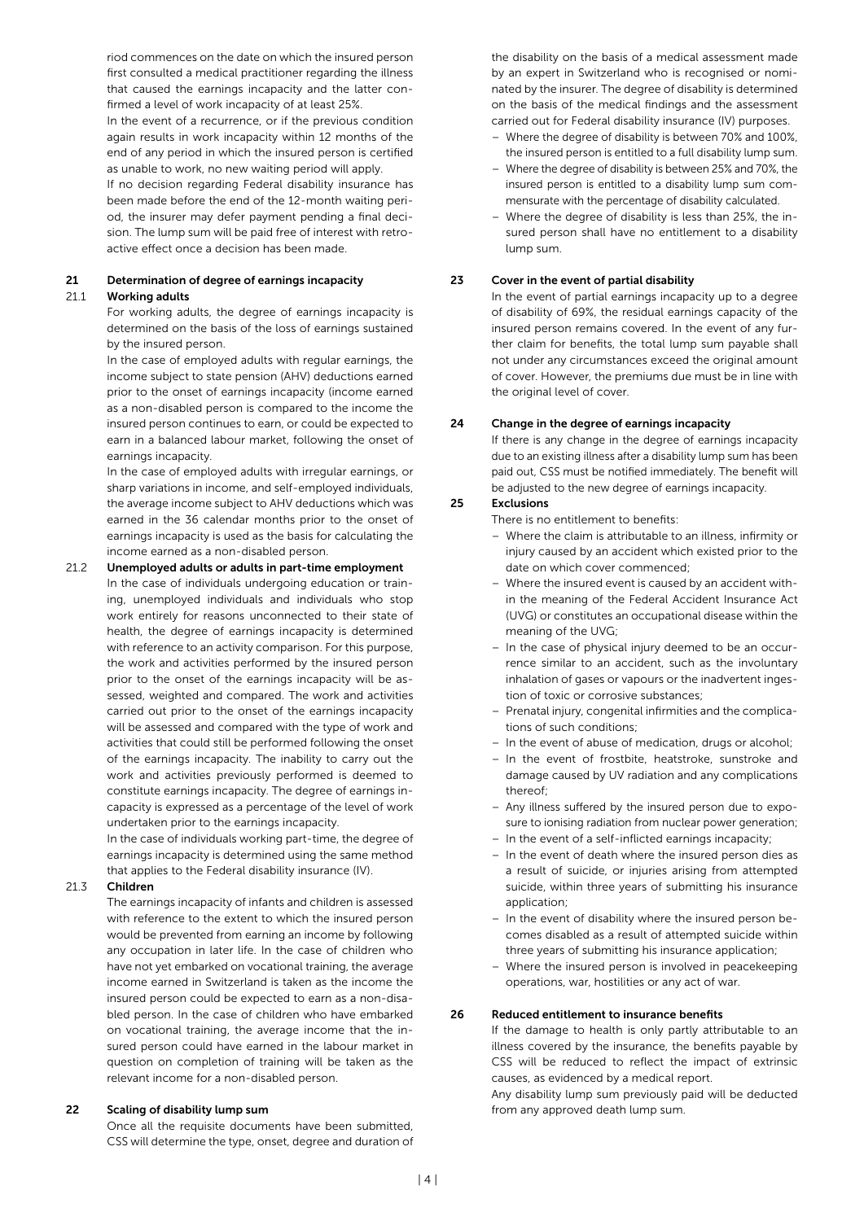riod commences on the date on which the insured person first consulted a medical practitioner regarding the illness that caused the earnings incapacity and the latter confirmed a level of work incapacity of at least 25%.

In the event of a recurrence, or if the previous condition again results in work incapacity within 12 months of the end of any period in which the insured person is certified as unable to work, no new waiting period will apply.

If no decision regarding Federal disability insurance has been made before the end of the 12-month waiting period, the insurer may defer payment pending a final decision. The lump sum will be paid free of interest with retroactive effect once a decision has been made.

## 21 Determination of degree of earnings incapacity

### 21.1 Working adults

For working adults, the degree of earnings incapacity is determined on the basis of the loss of earnings sustained by the insured person.

In the case of employed adults with regular earnings, the income subject to state pension (AHV) deductions earned prior to the onset of earnings incapacity (income earned as a non-disabled person) is compared to the income the insured person continues to earn, or could be expected to earn in a balanced labour market, following the onset of earnings incapacity.

In the case of employed adults with irregular earnings, or sharp variations in income, and self-employed individuals, the average income subject to AHV deductions which was earned in the 36 calendar months prior to the onset of earnings incapacity is used as the basis for calculating the income earned as a non-disabled person.

### 21.2 Unemployed adults or adults in part-time employment

In the case of individuals undergoing education or training, unemployed individuals and individuals who stop work entirely for reasons unconnected to their state of health, the degree of earnings incapacity is determined with reference to an activity comparison. For this purpose, the work and activities performed by the insured person prior to the onset of the earnings incapacity will be assessed, weighted and compared. The work and activities carried out prior to the onset of the earnings incapacity will be assessed and compared with the type of work and activities that could still be performed following the onset of the earnings incapacity. The inability to carry out the work and activities previously performed is deemed to constitute earnings incapacity. The degree of earnings incapacity is expressed as a percentage of the level of work undertaken prior to the earnings incapacity.

In the case of individuals working part-time, the degree of earnings incapacity is determined using the same method that applies to the Federal disability insurance (IV).

### 21.3 Children

The earnings incapacity of infants and children is assessed with reference to the extent to which the insured person would be prevented from earning an income by following any occupation in later life. In the case of children who have not yet embarked on vocational training, the average income earned in Switzerland is taken as the income the insured person could be expected to earn as a non-disabled person. In the case of children who have embarked on vocational training, the average income that the insured person could have earned in the labour market in question on completion of training will be taken as the relevant income for a non-disabled person.

## 22 Scaling of disability lump sum

Once all the requisite documents have been submitted, CSS will determine the type, onset, degree and duration of the disability on the basis of a medical assessment made by an expert in Switzerland who is recognised or nominated by the insurer. The degree of disability is determined on the basis of the medical findings and the assessment carried out for Federal disability insurance (IV) purposes.

- Where the degree of disability is between 70% and 100%, the insured person is entitled to a full disability lump sum.
- Where the degree of disability is between 25% and 70%, the insured person is entitled to a disability lump sum commensurate with the percentage of disability calculated.
- Where the degree of disability is less than 25%, the insured person shall have no entitlement to a disability lump sum.

## 23 Cover in the event of partial disability

In the event of partial earnings incapacity up to a degree of disability of 69%, the residual earnings capacity of the insured person remains covered. In the event of any further claim for benefits, the total lump sum payable shall not under any circumstances exceed the original amount of cover. However, the premiums due must be in line with the original level of cover.

## 24 Change in the degree of earnings incapacity

If there is any change in the degree of earnings incapacity due to an existing illness after a disability lump sum has been paid out, CSS must be notified immediately. The benefit will be adjusted to the new degree of earnings incapacity.

## 25 Exclusions

There is no entitlement to benefits:

- Where the claim is attributable to an illness, infirmity or injury caused by an accident which existed prior to the date on which cover commenced;
- Where the insured event is caused by an accident within the meaning of the Federal Accident Insurance Act (UVG) or constitutes an occupational disease within the meaning of the UVG;
- In the case of physical injury deemed to be an occurrence similar to an accident, such as the involuntary inhalation of gases or vapours or the inadvertent ingestion of toxic or corrosive substances;
- Prenatal injury, congenital infirmities and the complications of such conditions;
- In the event of abuse of medication, drugs or alcohol;
- In the event of frostbite, heatstroke, sunstroke and damage caused by UV radiation and any complications thereof;
- Any illness suffered by the insured person due to exposure to ionising radiation from nuclear power generation;
- In the event of a self-inflicted earnings incapacity;
- In the event of death where the insured person dies as a result of suicide, or injuries arising from attempted suicide, within three years of submitting his insurance application;
- In the event of disability where the insured person becomes disabled as a result of attempted suicide within three years of submitting his insurance application;
- Where the insured person is involved in peacekeeping operations, war, hostilities or any act of war.

## 26 Reduced entitlement to insurance benefits

If the damage to health is only partly attributable to an illness covered by the insurance, the benefits payable by CSS will be reduced to reflect the impact of extrinsic causes, as evidenced by a medical report.

Any disability lump sum previously paid will be deducted from any approved death lump sum.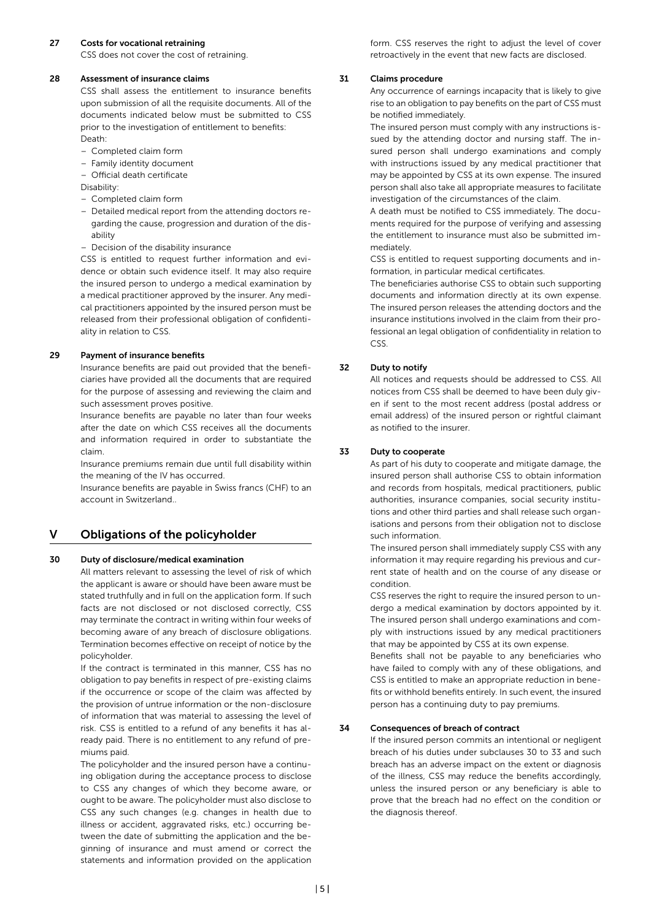**27 Costs for vocational retraining**

CSS does not cover the cost of retraining.

**28 Assessment of insurance claims**

CSS shall assess the entitlement to insurance benefits upon submission of all the requisite documents. All of the documents indicated below must be submitted to CSS prior to the investigation of entitlement to benefits:

Death:

- Completed claim form
- Family identity document
- Official death certificate

Disability:

- Completed claim form
- Detailed medical report from the attending doctors regarding the cause, progression and duration of the disability
- Decision of the disability insurance

CSS is entitled to request further information and evidence or obtain such evidence itself. It may also require the insured person to undergo a medical examination by a medical practitioner approved by the insurer. Any medical practitioners appointed by the insured person must be released from their professional obligation of confidentiality in relation to CSS.

**29 Payment of insurance benefits**

Insurance benefits are paid out provided that the beneficiaries have provided all the documents that are required for the purpose of assessing and reviewing the claim and such assessment proves positive.

Insurance benefits are payable no later than four weeks after the date on which CSS receives all the documents and information required in order to substantiate the claim.

Insurance premiums remain due until full disability within the meaning of the IV has occurred.

Insurance benefits are payable in Swiss francs (CHF) to an account in Switzerland..

## V Obligations of the policyholder

**30 Duty of disclosure/medical examination**

All matters relevant to assessing the level of risk of which the applicant is aware or should have been aware must be stated truthfully and in full on the application form. If such facts are not disclosed or not disclosed correctly, CSS may terminate the contract in writing within four weeks of becoming aware of any breach of disclosure obligations. Termination becomes effective on receipt of notice by the policyholder.

If the contract is terminated in this manner, CSS has no obligation to pay benefits in respect of pre-existing claims if the occurrence or scope of the claim was affected by the provision of untrue information or the non-disclosure of information that was material to assessing the level of risk. CSS is entitled to a refund of any benefits it has already paid. There is no entitlement to any refund of premiums paid.

The policyholder and the insured person have a continuing obligation during the acceptance process to disclose to CSS any changes of which they become aware, or ought to be aware. The policyholder must also disclose to CSS any such changes (e.g. changes in health due to illness or accident, aggravated risks, etc.) occurring between the date of submitting the application and the beginning of insurance and must amend or correct the statements and information provided on the application form. CSS reserves the right to adjust the level of cover retroactively in the event that new facts are disclosed.

**31 Claims procedure**

Any occurrence of earnings incapacity that is likely to give rise to an obligation to pay benefits on the part of CSS must be notified immediately.

The insured person must comply with any instructions issued by the attending doctor and nursing staff. The insured person shall undergo examinations and comply with instructions issued by any medical practitioner that may be appointed by CSS at its own expense. The insured person shall also take all appropriate measures to facilitate investigation of the circumstances of the claim.

A death must be notified to CSS immediately. The documents required for the purpose of verifying and assessing the entitlement to insurance must also be submitted immediately.

CSS is entitled to request supporting documents and information, in particular medical certificates.

The beneficiaries authorise CSS to obtain such supporting documents and information directly at its own expense. The insured person releases the attending doctors and the insurance institutions involved in the claim from their professional an legal obligation of confidentiality in relation to CSS.

**32 Duty to notify**

All notices and requests should be addressed to CSS. All notices from CSS shall be deemed to have been duly given if sent to the most recent address (postal address or email address) of the insured person or rightful claimant as notified to the insurer.

**33 Duty to cooperate**

As part of his duty to cooperate and mitigate damage, the insured person shall authorise CSS to obtain information and records from hospitals, medical practitioners, public authorities, insurance companies, social security institutions and other third parties and shall release such organisations and persons from their obligation not to disclose such information.

The insured person shall immediately supply CSS with any information it may require regarding his previous and current state of health and on the course of any disease or condition.

CSS reserves the right to require the insured person to undergo a medical examination by doctors appointed by it. The insured person shall undergo examinations and comply with instructions issued by any medical practitioners that may be appointed by CSS at its own expense.

Benefits shall not be payable to any beneficiaries who have failed to comply with any of these obligations, and CSS is entitled to make an appropriate reduction in benefits or withhold benefits entirely. In such event, the insured person has a continuing duty to pay premiums.

**34 Consequences of breach of contract**

If the insured person commits an intentional or negligent breach of his duties under subclauses 30 to 33 and such breach has an adverse impact on the extent or diagnosis of the illness, CSS may reduce the benefits accordingly, unless the insured person or any beneficiary is able to prove that the breach had no effect on the condition or the diagnosis thereof.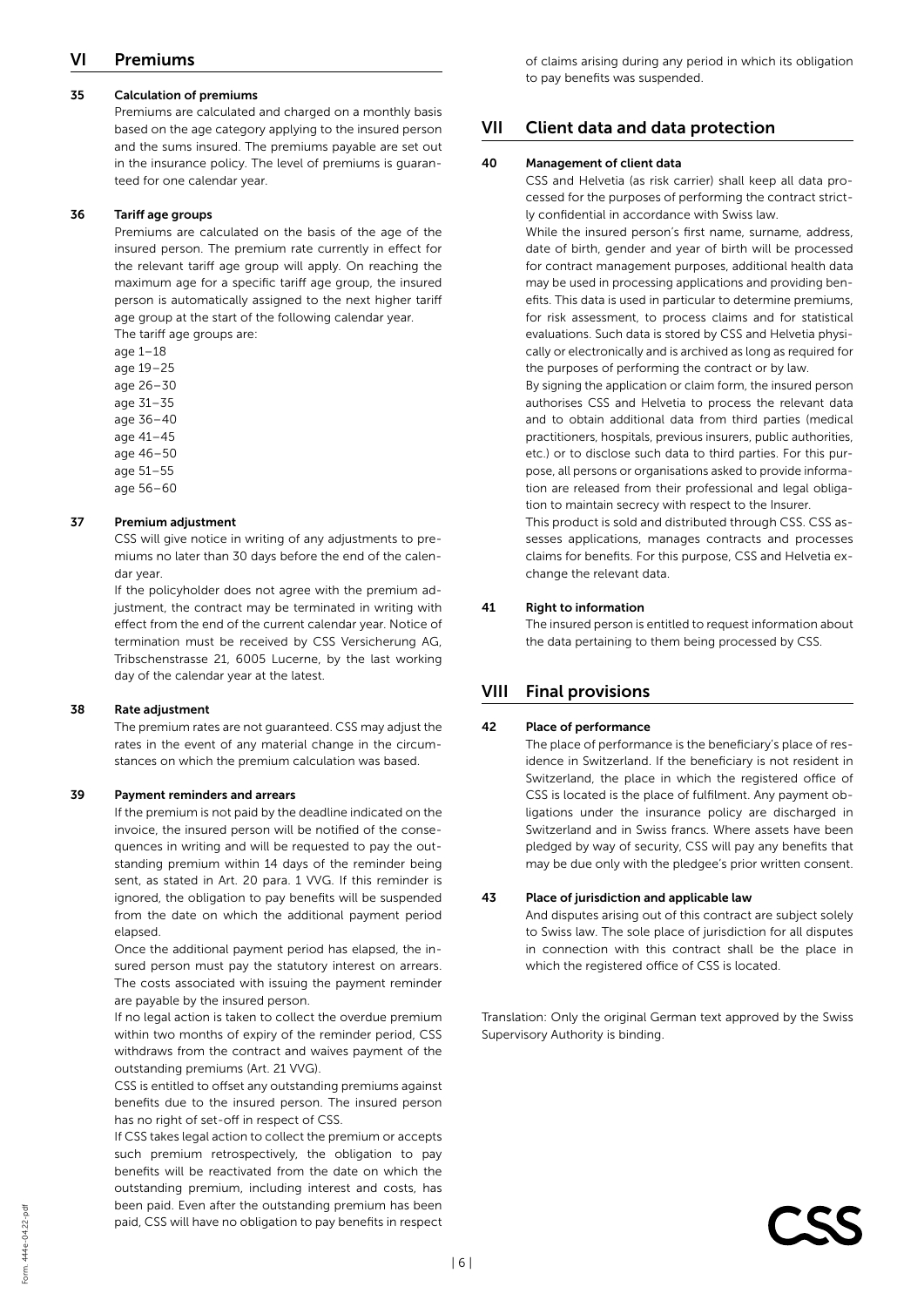## VI Premiums

### 35 Calculation of premiums

Premiums are calculated and charged on a monthly basis based on the age category applying to the insured person and the sums insured. The premiums payable are set out in the insurance policy. The level of premiums is guaranteed for one calendar year.

### 36 Tariff age groups

Premiums are calculated on the basis of the age of the insured person. The premium rate currently in effect for the relevant tariff age group will apply. On reaching the maximum age for a specific tariff age group, the insured person is automatically assigned to the next higher tariff age group at the start of the following calendar year.

The tariff age groups are:

age 1–18
age 19–25
age 26–30
age 31–35
age 36–40
age 41–45
age 46–50
age 51–55
age 56–60

### 37 Premium adjustment

CSS will give notice in writing of any adjustments to premiums no later than 30 days before the end of the calendar year.

If the policyholder does not agree with the premium adjustment, the contract may be terminated in writing with effect from the end of the current calendar year. Notice of termination must be received by CSS Versicherung AG, Tribschenstrasse 21, 6005 Lucerne, by the last working day of the calendar year at the latest.

### 38 Rate adjustment

The premium rates are not guaranteed. CSS may adjust the rates in the event of any material change in the circumstances on which the premium calculation was based.

### 39 Payment reminders and arrears

If the premium is not paid by the deadline indicated on the invoice, the insured person will be notified of the consequences in writing and will be requested to pay the outstanding premium within 14 days of the reminder being sent, as stated in Art. 20 para. 1 VVG. If this reminder is ignored, the obligation to pay benefits will be suspended from the date on which the additional payment period elapsed.

Once the additional payment period has elapsed, the insured person must pay the statutory interest on arrears. The costs associated with issuing the payment reminder are payable by the insured person.

If no legal action is taken to collect the overdue premium within two months of expiry of the reminder period, CSS withdraws from the contract and waives payment of the outstanding premiums (Art. 21 VVG).

CSS is entitled to offset any outstanding premiums against benefits due to the insured person. The insured person has no right of set-off in respect of CSS.

If CSS takes legal action to collect the premium or accepts such premium retrospectively, the obligation to pay benefits will be reactivated from the date on which the outstanding premium, including interest and costs, has been paid. Even after the outstanding premium has been paid, CSS will have no obligation to pay benefits in respect of claims arising during any period in which its obligation to pay benefits was suspended.

## VII Client data and data protection

### 40 Management of client data

CSS and Helvetia (as risk carrier) shall keep all data processed for the purposes of performing the contract strictly confidential in accordance with Swiss law.

While the insured person's first name, surname, address, date of birth, gender and year of birth will be processed for contract management purposes, additional health data may be used in processing applications and providing benefits. This data is used in particular to determine premiums, for risk assessment, to process claims and for statistical evaluations. Such data is stored by CSS and Helvetia physically or electronically and is archived as long as required for the purposes of performing the contract or by law.

By signing the application or claim form, the insured person authorises CSS and Helvetia to process the relevant data and to obtain additional data from third parties (medical practitioners, hospitals, previous insurers, public authorities, etc.) or to disclose such data to third parties. For this purpose, all persons or organisations asked to provide information are released from their professional and legal obligation to maintain secrecy with respect to the Insurer.

This product is sold and distributed through CSS. CSS assesses applications, manages contracts and processes claims for benefits. For this purpose, CSS and Helvetia exchange the relevant data.

### 41 Right to information

The insured person is entitled to request information about the data pertaining to them being processed by CSS.

## VIII Final provisions

### 42 Place of performance

The place of performance is the beneficiary's place of residence in Switzerland. If the beneficiary is not resident in Switzerland, the place in which the registered office of CSS is located is the place of fulfilment. Any payment obligations under the insurance policy are discharged in Switzerland and in Swiss francs. Where assets have been pledged by way of security, CSS will pay any benefits that may be due only with the pledgee's prior written consent.

### 43 Place of jurisdiction and applicable law

And disputes arising out of this contract are subject solely to Swiss law. The sole place of jurisdiction for all disputes in connection with this contract shall be the place in which the registered office of CSS is located.

Translation: Only the original German text approved by the Swiss Supervisory Authority is binding.